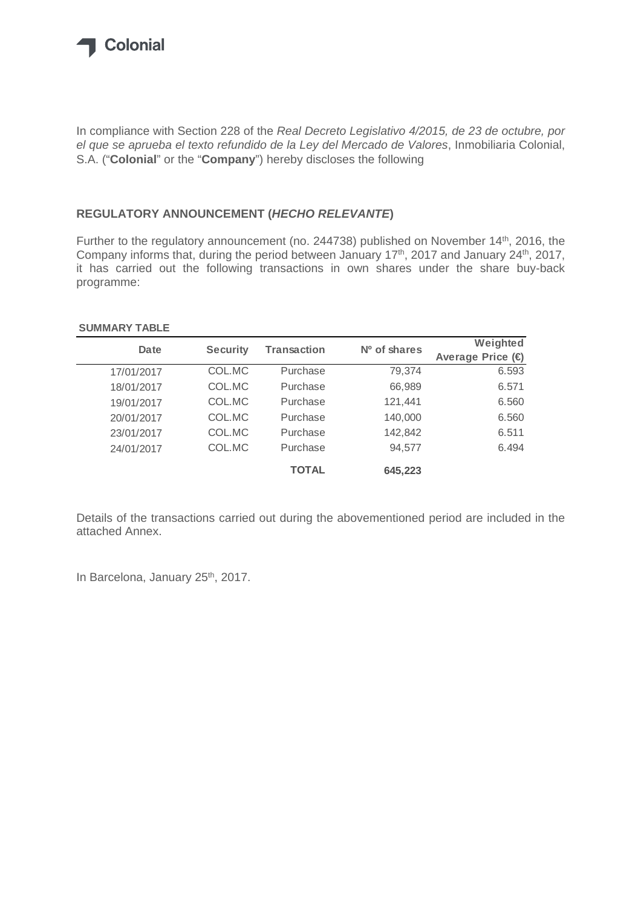Colonial

In compliance with Section 228 of the *Real Decreto Legislativo 4/2015, de 23 de octubre, por el que se aprueba el texto refundido de la Ley del Mercado de Valores*, Inmobiliaria Colonial, S.A. ("**Colonial**" or the "**Company**") hereby discloses the following

## REGULATORY ANNOUNCEMENT (*HECHO RELEVANTE*)

Further to the regulatory announcement (no. 244738) published on November 14th, 2016, the Company informs that, during the period between January 17th, 2017 and January 24th, 2017, it has carried out the following transactions in own shares under the share buy-back programme:

**SUMMARY TABLE**

| Date | Security | Transaction | Nº of shares | Weighted Average Price (€) |
|---|---|---|---|---|
| 17/01/2017 | COL.MC | Purchase | 79,374 | 6.593 |
| 18/01/2017 | COL.MC | Purchase | 66,989 | 6.571 |
| 19/01/2017 | COL.MC | Purchase | 121,441 | 6.560 |
| 20/01/2017 | COL.MC | Purchase | 140,000 | 6.560 |
| 23/01/2017 | COL.MC | Purchase | 142,842 | 6.511 |
| 24/01/2017 | COL.MC | Purchase | 94,577 | 6.494 |
| | | **TOTAL** | **645,223** | |

Details of the transactions carried out during the abovementioned period are included in the attached Annex.

In Barcelona, January 25th, 2017.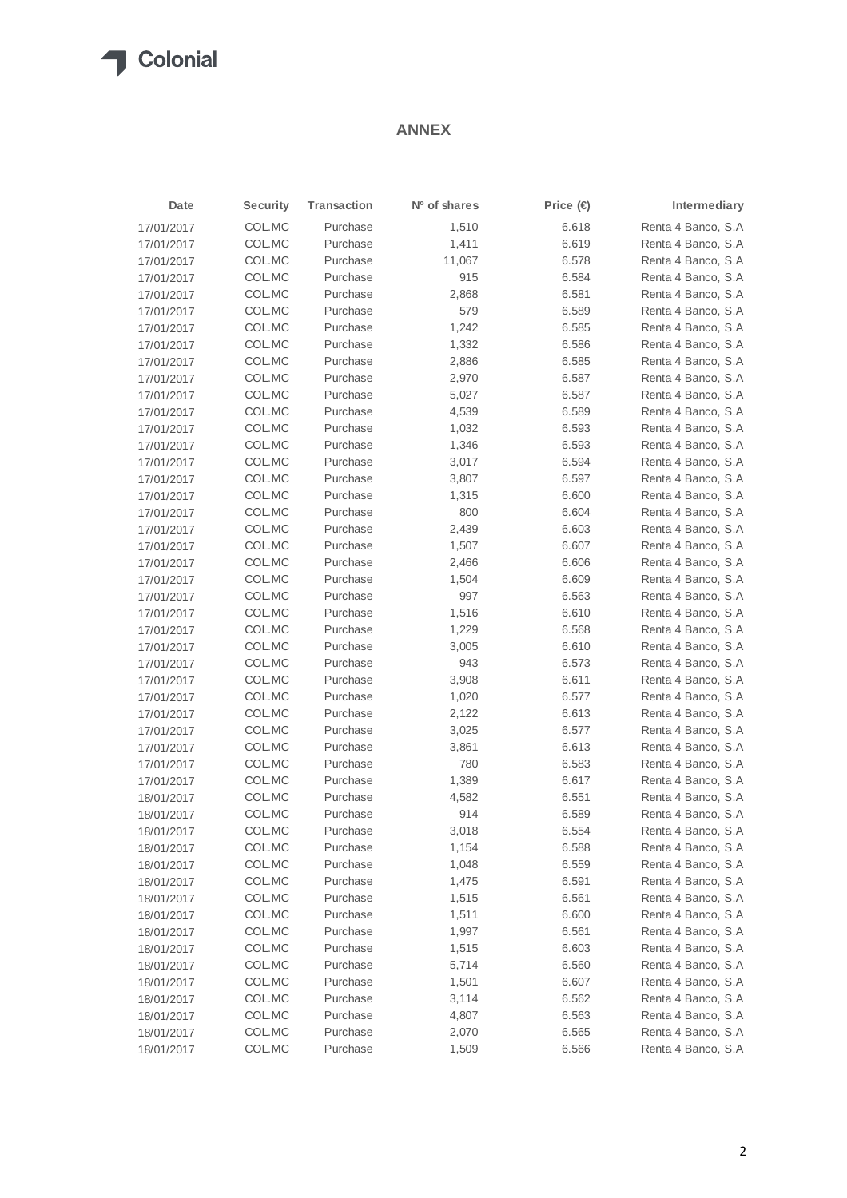## ANNEX

| Date | Security | Transaction | Nº of shares | Price (€) | Intermediary |
|---|---|---|---|---|---|
| 17/01/2017 | COL.MC | Purchase | 1,510 | 6.618 | Renta 4 Banco, S.A |
| 17/01/2017 | COL.MC | Purchase | 1,411 | 6.619 | Renta 4 Banco, S.A |
| 17/01/2017 | COL.MC | Purchase | 11,067 | 6.578 | Renta 4 Banco, S.A |
| 17/01/2017 | COL.MC | Purchase | 915 | 6.584 | Renta 4 Banco, S.A |
| 17/01/2017 | COL.MC | Purchase | 2,868 | 6.581 | Renta 4 Banco, S.A |
| 17/01/2017 | COL.MC | Purchase | 579 | 6.589 | Renta 4 Banco, S.A |
| 17/01/2017 | COL.MC | Purchase | 1,242 | 6.585 | Renta 4 Banco, S.A |
| 17/01/2017 | COL.MC | Purchase | 1,332 | 6.586 | Renta 4 Banco, S.A |
| 17/01/2017 | COL.MC | Purchase | 2,886 | 6.585 | Renta 4 Banco, S.A |
| 17/01/2017 | COL.MC | Purchase | 2,970 | 6.587 | Renta 4 Banco, S.A |
| 17/01/2017 | COL.MC | Purchase | 5,027 | 6.587 | Renta 4 Banco, S.A |
| 17/01/2017 | COL.MC | Purchase | 4,539 | 6.589 | Renta 4 Banco, S.A |
| 17/01/2017 | COL.MC | Purchase | 1,032 | 6.593 | Renta 4 Banco, S.A |
| 17/01/2017 | COL.MC | Purchase | 1,346 | 6.593 | Renta 4 Banco, S.A |
| 17/01/2017 | COL.MC | Purchase | 3,017 | 6.594 | Renta 4 Banco, S.A |
| 17/01/2017 | COL.MC | Purchase | 3,807 | 6.597 | Renta 4 Banco, S.A |
| 17/01/2017 | COL.MC | Purchase | 1,315 | 6.600 | Renta 4 Banco, S.A |
| 17/01/2017 | COL.MC | Purchase | 800 | 6.604 | Renta 4 Banco, S.A |
| 17/01/2017 | COL.MC | Purchase | 2,439 | 6.603 | Renta 4 Banco, S.A |
| 17/01/2017 | COL.MC | Purchase | 1,507 | 6.607 | Renta 4 Banco, S.A |
| 17/01/2017 | COL.MC | Purchase | 2,466 | 6.606 | Renta 4 Banco, S.A |
| 17/01/2017 | COL.MC | Purchase | 1,504 | 6.609 | Renta 4 Banco, S.A |
| 17/01/2017 | COL.MC | Purchase | 997 | 6.563 | Renta 4 Banco, S.A |
| 17/01/2017 | COL.MC | Purchase | 1,516 | 6.610 | Renta 4 Banco, S.A |
| 17/01/2017 | COL.MC | Purchase | 1,229 | 6.568 | Renta 4 Banco, S.A |
| 17/01/2017 | COL.MC | Purchase | 3,005 | 6.610 | Renta 4 Banco, S.A |
| 17/01/2017 | COL.MC | Purchase | 943 | 6.573 | Renta 4 Banco, S.A |
| 17/01/2017 | COL.MC | Purchase | 3,908 | 6.611 | Renta 4 Banco, S.A |
| 17/01/2017 | COL.MC | Purchase | 1,020 | 6.577 | Renta 4 Banco, S.A |
| 17/01/2017 | COL.MC | Purchase | 2,122 | 6.613 | Renta 4 Banco, S.A |
| 17/01/2017 | COL.MC | Purchase | 3,025 | 6.577 | Renta 4 Banco, S.A |
| 17/01/2017 | COL.MC | Purchase | 3,861 | 6.613 | Renta 4 Banco, S.A |
| 17/01/2017 | COL.MC | Purchase | 780 | 6.583 | Renta 4 Banco, S.A |
| 17/01/2017 | COL.MC | Purchase | 1,389 | 6.617 | Renta 4 Banco, S.A |
| 18/01/2017 | COL.MC | Purchase | 4,582 | 6.551 | Renta 4 Banco, S.A |
| 18/01/2017 | COL.MC | Purchase | 914 | 6.589 | Renta 4 Banco, S.A |
| 18/01/2017 | COL.MC | Purchase | 3,018 | 6.554 | Renta 4 Banco, S.A |
| 18/01/2017 | COL.MC | Purchase | 1,154 | 6.588 | Renta 4 Banco, S.A |
| 18/01/2017 | COL.MC | Purchase | 1,048 | 6.559 | Renta 4 Banco, S.A |
| 18/01/2017 | COL.MC | Purchase | 1,475 | 6.591 | Renta 4 Banco, S.A |
| 18/01/2017 | COL.MC | Purchase | 1,515 | 6.561 | Renta 4 Banco, S.A |
| 18/01/2017 | COL.MC | Purchase | 1,511 | 6.600 | Renta 4 Banco, S.A |
| 18/01/2017 | COL.MC | Purchase | 1,997 | 6.561 | Renta 4 Banco, S.A |
| 18/01/2017 | COL.MC | Purchase | 1,515 | 6.603 | Renta 4 Banco, S.A |
| 18/01/2017 | COL.MC | Purchase | 5,714 | 6.560 | Renta 4 Banco, S.A |
| 18/01/2017 | COL.MC | Purchase | 1,501 | 6.607 | Renta 4 Banco, S.A |
| 18/01/2017 | COL.MC | Purchase | 3,114 | 6.562 | Renta 4 Banco, S.A |
| 18/01/2017 | COL.MC | Purchase | 4,807 | 6.563 | Renta 4 Banco, S.A |
| 18/01/2017 | COL.MC | Purchase | 2,070 | 6.565 | Renta 4 Banco, S.A |
| 18/01/2017 | COL.MC | Purchase | 1,509 | 6.566 | Renta 4 Banco, S.A |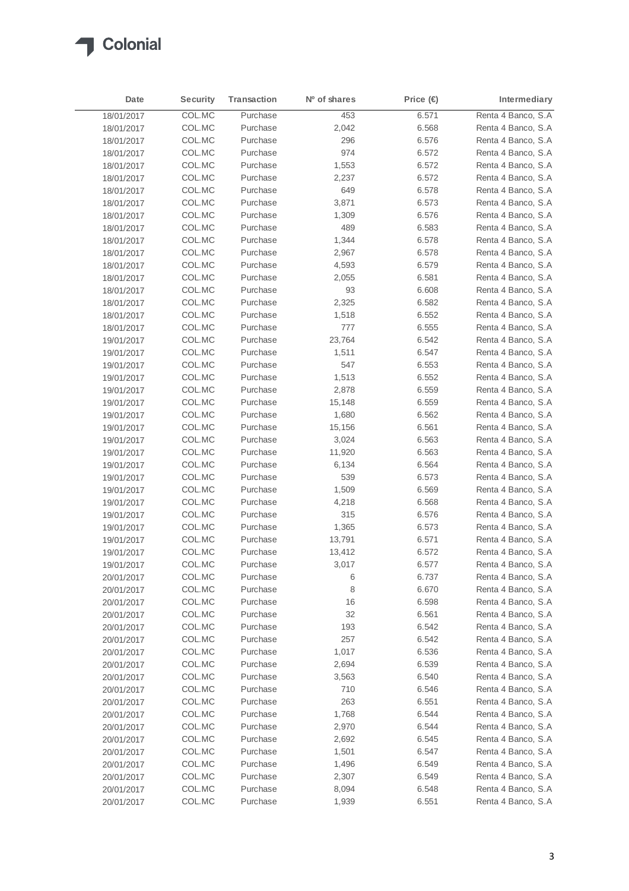| Date | Security | Transaction | Nº of shares | Price (€) | Intermediary |
|---|---|---|---|---|---|
| 18/01/2017 | COL.MC | Purchase | 453 | 6.571 | Renta 4 Banco, S.A |
| 18/01/2017 | COL.MC | Purchase | 2,042 | 6.568 | Renta 4 Banco, S.A |
| 18/01/2017 | COL.MC | Purchase | 296 | 6.576 | Renta 4 Banco, S.A |
| 18/01/2017 | COL.MC | Purchase | 974 | 6.572 | Renta 4 Banco, S.A |
| 18/01/2017 | COL.MC | Purchase | 1,553 | 6.572 | Renta 4 Banco, S.A |
| 18/01/2017 | COL.MC | Purchase | 2,237 | 6.572 | Renta 4 Banco, S.A |
| 18/01/2017 | COL.MC | Purchase | 649 | 6.578 | Renta 4 Banco, S.A |
| 18/01/2017 | COL.MC | Purchase | 3,871 | 6.573 | Renta 4 Banco, S.A |
| 18/01/2017 | COL.MC | Purchase | 1,309 | 6.576 | Renta 4 Banco, S.A |
| 18/01/2017 | COL.MC | Purchase | 489 | 6.583 | Renta 4 Banco, S.A |
| 18/01/2017 | COL.MC | Purchase | 1,344 | 6.578 | Renta 4 Banco, S.A |
| 18/01/2017 | COL.MC | Purchase | 2,967 | 6.578 | Renta 4 Banco, S.A |
| 18/01/2017 | COL.MC | Purchase | 4,593 | 6.579 | Renta 4 Banco, S.A |
| 18/01/2017 | COL.MC | Purchase | 2,055 | 6.581 | Renta 4 Banco, S.A |
| 18/01/2017 | COL.MC | Purchase | 93 | 6.608 | Renta 4 Banco, S.A |
| 18/01/2017 | COL.MC | Purchase | 2,325 | 6.582 | Renta 4 Banco, S.A |
| 18/01/2017 | COL.MC | Purchase | 1,518 | 6.552 | Renta 4 Banco, S.A |
| 18/01/2017 | COL.MC | Purchase | 777 | 6.555 | Renta 4 Banco, S.A |
| 19/01/2017 | COL.MC | Purchase | 23,764 | 6.542 | Renta 4 Banco, S.A |
| 19/01/2017 | COL.MC | Purchase | 1,511 | 6.547 | Renta 4 Banco, S.A |
| 19/01/2017 | COL.MC | Purchase | 547 | 6.553 | Renta 4 Banco, S.A |
| 19/01/2017 | COL.MC | Purchase | 1,513 | 6.552 | Renta 4 Banco, S.A |
| 19/01/2017 | COL.MC | Purchase | 2,878 | 6.559 | Renta 4 Banco, S.A |
| 19/01/2017 | COL.MC | Purchase | 15,148 | 6.559 | Renta 4 Banco, S.A |
| 19/01/2017 | COL.MC | Purchase | 1,680 | 6.562 | Renta 4 Banco, S.A |
| 19/01/2017 | COL.MC | Purchase | 15,156 | 6.561 | Renta 4 Banco, S.A |
| 19/01/2017 | COL.MC | Purchase | 3,024 | 6.563 | Renta 4 Banco, S.A |
| 19/01/2017 | COL.MC | Purchase | 11,920 | 6.563 | Renta 4 Banco, S.A |
| 19/01/2017 | COL.MC | Purchase | 6,134 | 6.564 | Renta 4 Banco, S.A |
| 19/01/2017 | COL.MC | Purchase | 539 | 6.573 | Renta 4 Banco, S.A |
| 19/01/2017 | COL.MC | Purchase | 1,509 | 6.569 | Renta 4 Banco, S.A |
| 19/01/2017 | COL.MC | Purchase | 4,218 | 6.568 | Renta 4 Banco, S.A |
| 19/01/2017 | COL.MC | Purchase | 315 | 6.576 | Renta 4 Banco, S.A |
| 19/01/2017 | COL.MC | Purchase | 1,365 | 6.573 | Renta 4 Banco, S.A |
| 19/01/2017 | COL.MC | Purchase | 13,791 | 6.571 | Renta 4 Banco, S.A |
| 19/01/2017 | COL.MC | Purchase | 13,412 | 6.572 | Renta 4 Banco, S.A |
| 19/01/2017 | COL.MC | Purchase | 3,017 | 6.577 | Renta 4 Banco, S.A |
| 20/01/2017 | COL.MC | Purchase | 6 | 6.737 | Renta 4 Banco, S.A |
| 20/01/2017 | COL.MC | Purchase | 8 | 6.670 | Renta 4 Banco, S.A |
| 20/01/2017 | COL.MC | Purchase | 16 | 6.598 | Renta 4 Banco, S.A |
| 20/01/2017 | COL.MC | Purchase | 32 | 6.561 | Renta 4 Banco, S.A |
| 20/01/2017 | COL.MC | Purchase | 193 | 6.542 | Renta 4 Banco, S.A |
| 20/01/2017 | COL.MC | Purchase | 257 | 6.542 | Renta 4 Banco, S.A |
| 20/01/2017 | COL.MC | Purchase | 1,017 | 6.536 | Renta 4 Banco, S.A |
| 20/01/2017 | COL.MC | Purchase | 2,694 | 6.539 | Renta 4 Banco, S.A |
| 20/01/2017 | COL.MC | Purchase | 3,563 | 6.540 | Renta 4 Banco, S.A |
| 20/01/2017 | COL.MC | Purchase | 710 | 6.546 | Renta 4 Banco, S.A |
| 20/01/2017 | COL.MC | Purchase | 263 | 6.551 | Renta 4 Banco, S.A |
| 20/01/2017 | COL.MC | Purchase | 1,768 | 6.544 | Renta 4 Banco, S.A |
| 20/01/2017 | COL.MC | Purchase | 2,970 | 6.544 | Renta 4 Banco, S.A |
| 20/01/2017 | COL.MC | Purchase | 2,692 | 6.545 | Renta 4 Banco, S.A |
| 20/01/2017 | COL.MC | Purchase | 1,501 | 6.547 | Renta 4 Banco, S.A |
| 20/01/2017 | COL.MC | Purchase | 1,496 | 6.549 | Renta 4 Banco, S.A |
| 20/01/2017 | COL.MC | Purchase | 2,307 | 6.549 | Renta 4 Banco, S.A |
| 20/01/2017 | COL.MC | Purchase | 8,094 | 6.548 | Renta 4 Banco, S.A |
| 20/01/2017 | COL.MC | Purchase | 1,939 | 6.551 | Renta 4 Banco, S.A |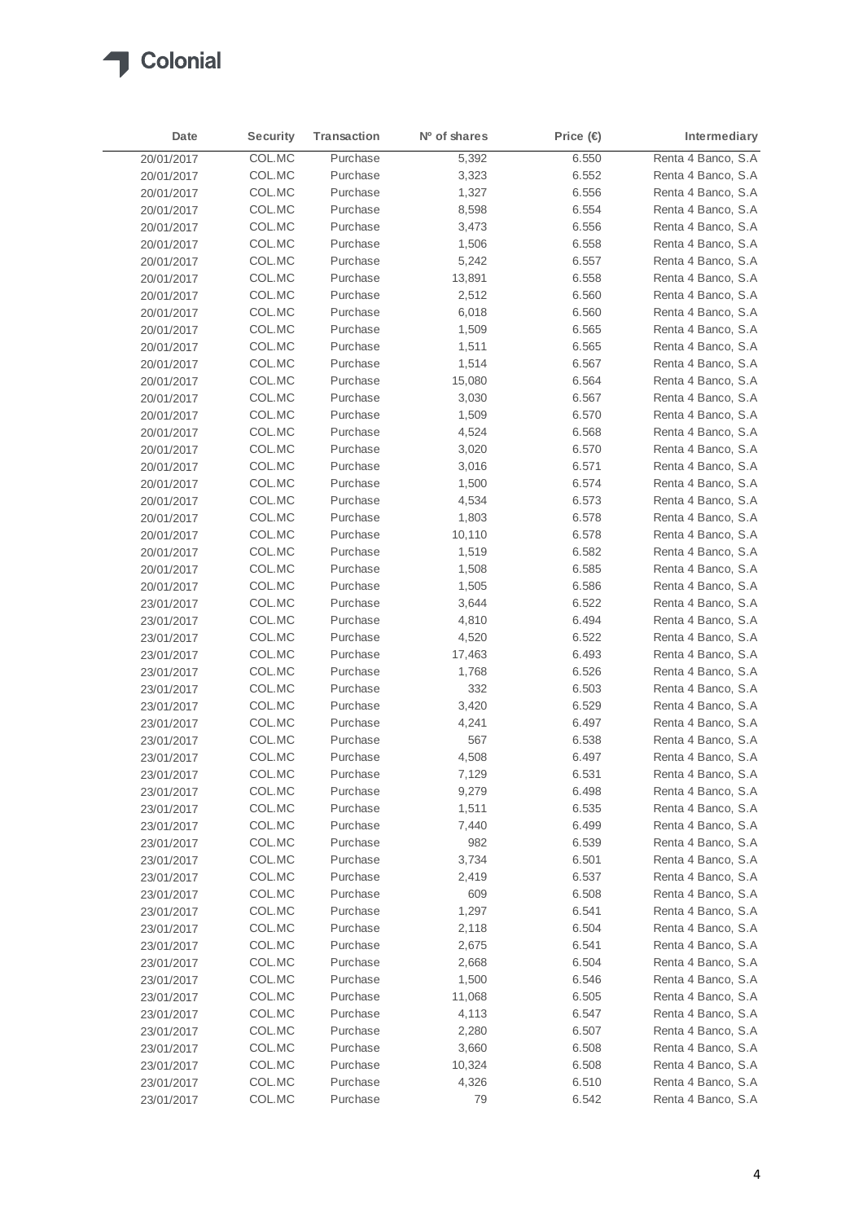| Date | Security | Transaction | Nº of shares | Price (€) | Intermediary |
|---|---|---|---|---|---|
| 20/01/2017 | COL.MC | Purchase | 5,392 | 6.550 | Renta 4 Banco, S.A |
| 20/01/2017 | COL.MC | Purchase | 3,323 | 6.552 | Renta 4 Banco, S.A |
| 20/01/2017 | COL.MC | Purchase | 1,327 | 6.556 | Renta 4 Banco, S.A |
| 20/01/2017 | COL.MC | Purchase | 8,598 | 6.554 | Renta 4 Banco, S.A |
| 20/01/2017 | COL.MC | Purchase | 3,473 | 6.556 | Renta 4 Banco, S.A |
| 20/01/2017 | COL.MC | Purchase | 1,506 | 6.558 | Renta 4 Banco, S.A |
| 20/01/2017 | COL.MC | Purchase | 5,242 | 6.557 | Renta 4 Banco, S.A |
| 20/01/2017 | COL.MC | Purchase | 13,891 | 6.558 | Renta 4 Banco, S.A |
| 20/01/2017 | COL.MC | Purchase | 2,512 | 6.560 | Renta 4 Banco, S.A |
| 20/01/2017 | COL.MC | Purchase | 6,018 | 6.560 | Renta 4 Banco, S.A |
| 20/01/2017 | COL.MC | Purchase | 1,509 | 6.565 | Renta 4 Banco, S.A |
| 20/01/2017 | COL.MC | Purchase | 1,511 | 6.565 | Renta 4 Banco, S.A |
| 20/01/2017 | COL.MC | Purchase | 1,514 | 6.567 | Renta 4 Banco, S.A |
| 20/01/2017 | COL.MC | Purchase | 15,080 | 6.564 | Renta 4 Banco, S.A |
| 20/01/2017 | COL.MC | Purchase | 3,030 | 6.567 | Renta 4 Banco, S.A |
| 20/01/2017 | COL.MC | Purchase | 1,509 | 6.570 | Renta 4 Banco, S.A |
| 20/01/2017 | COL.MC | Purchase | 4,524 | 6.568 | Renta 4 Banco, S.A |
| 20/01/2017 | COL.MC | Purchase | 3,020 | 6.570 | Renta 4 Banco, S.A |
| 20/01/2017 | COL.MC | Purchase | 3,016 | 6.571 | Renta 4 Banco, S.A |
| 20/01/2017 | COL.MC | Purchase | 1,500 | 6.574 | Renta 4 Banco, S.A |
| 20/01/2017 | COL.MC | Purchase | 4,534 | 6.573 | Renta 4 Banco, S.A |
| 20/01/2017 | COL.MC | Purchase | 1,803 | 6.578 | Renta 4 Banco, S.A |
| 20/01/2017 | COL.MC | Purchase | 10,110 | 6.578 | Renta 4 Banco, S.A |
| 20/01/2017 | COL.MC | Purchase | 1,519 | 6.582 | Renta 4 Banco, S.A |
| 20/01/2017 | COL.MC | Purchase | 1,508 | 6.585 | Renta 4 Banco, S.A |
| 20/01/2017 | COL.MC | Purchase | 1,505 | 6.586 | Renta 4 Banco, S.A |
| 23/01/2017 | COL.MC | Purchase | 3,644 | 6.522 | Renta 4 Banco, S.A |
| 23/01/2017 | COL.MC | Purchase | 4,810 | 6.494 | Renta 4 Banco, S.A |
| 23/01/2017 | COL.MC | Purchase | 4,520 | 6.522 | Renta 4 Banco, S.A |
| 23/01/2017 | COL.MC | Purchase | 17,463 | 6.493 | Renta 4 Banco, S.A |
| 23/01/2017 | COL.MC | Purchase | 1,768 | 6.526 | Renta 4 Banco, S.A |
| 23/01/2017 | COL.MC | Purchase | 332 | 6.503 | Renta 4 Banco, S.A |
| 23/01/2017 | COL.MC | Purchase | 3,420 | 6.529 | Renta 4 Banco, S.A |
| 23/01/2017 | COL.MC | Purchase | 4,241 | 6.497 | Renta 4 Banco, S.A |
| 23/01/2017 | COL.MC | Purchase | 567 | 6.538 | Renta 4 Banco, S.A |
| 23/01/2017 | COL.MC | Purchase | 4,508 | 6.497 | Renta 4 Banco, S.A |
| 23/01/2017 | COL.MC | Purchase | 7,129 | 6.531 | Renta 4 Banco, S.A |
| 23/01/2017 | COL.MC | Purchase | 9,279 | 6.498 | Renta 4 Banco, S.A |
| 23/01/2017 | COL.MC | Purchase | 1,511 | 6.535 | Renta 4 Banco, S.A |
| 23/01/2017 | COL.MC | Purchase | 7,440 | 6.499 | Renta 4 Banco, S.A |
| 23/01/2017 | COL.MC | Purchase | 982 | 6.539 | Renta 4 Banco, S.A |
| 23/01/2017 | COL.MC | Purchase | 3,734 | 6.501 | Renta 4 Banco, S.A |
| 23/01/2017 | COL.MC | Purchase | 2,419 | 6.537 | Renta 4 Banco, S.A |
| 23/01/2017 | COL.MC | Purchase | 609 | 6.508 | Renta 4 Banco, S.A |
| 23/01/2017 | COL.MC | Purchase | 1,297 | 6.541 | Renta 4 Banco, S.A |
| 23/01/2017 | COL.MC | Purchase | 2,118 | 6.504 | Renta 4 Banco, S.A |
| 23/01/2017 | COL.MC | Purchase | 2,675 | 6.541 | Renta 4 Banco, S.A |
| 23/01/2017 | COL.MC | Purchase | 2,668 | 6.504 | Renta 4 Banco, S.A |
| 23/01/2017 | COL.MC | Purchase | 1,500 | 6.546 | Renta 4 Banco, S.A |
| 23/01/2017 | COL.MC | Purchase | 11,068 | 6.505 | Renta 4 Banco, S.A |
| 23/01/2017 | COL.MC | Purchase | 4,113 | 6.547 | Renta 4 Banco, S.A |
| 23/01/2017 | COL.MC | Purchase | 2,280 | 6.507 | Renta 4 Banco, S.A |
| 23/01/2017 | COL.MC | Purchase | 3,660 | 6.508 | Renta 4 Banco, S.A |
| 23/01/2017 | COL.MC | Purchase | 10,324 | 6.508 | Renta 4 Banco, S.A |
| 23/01/2017 | COL.MC | Purchase | 4,326 | 6.510 | Renta 4 Banco, S.A |
| 23/01/2017 | COL.MC | Purchase | 79 | 6.542 | Renta 4 Banco, S.A |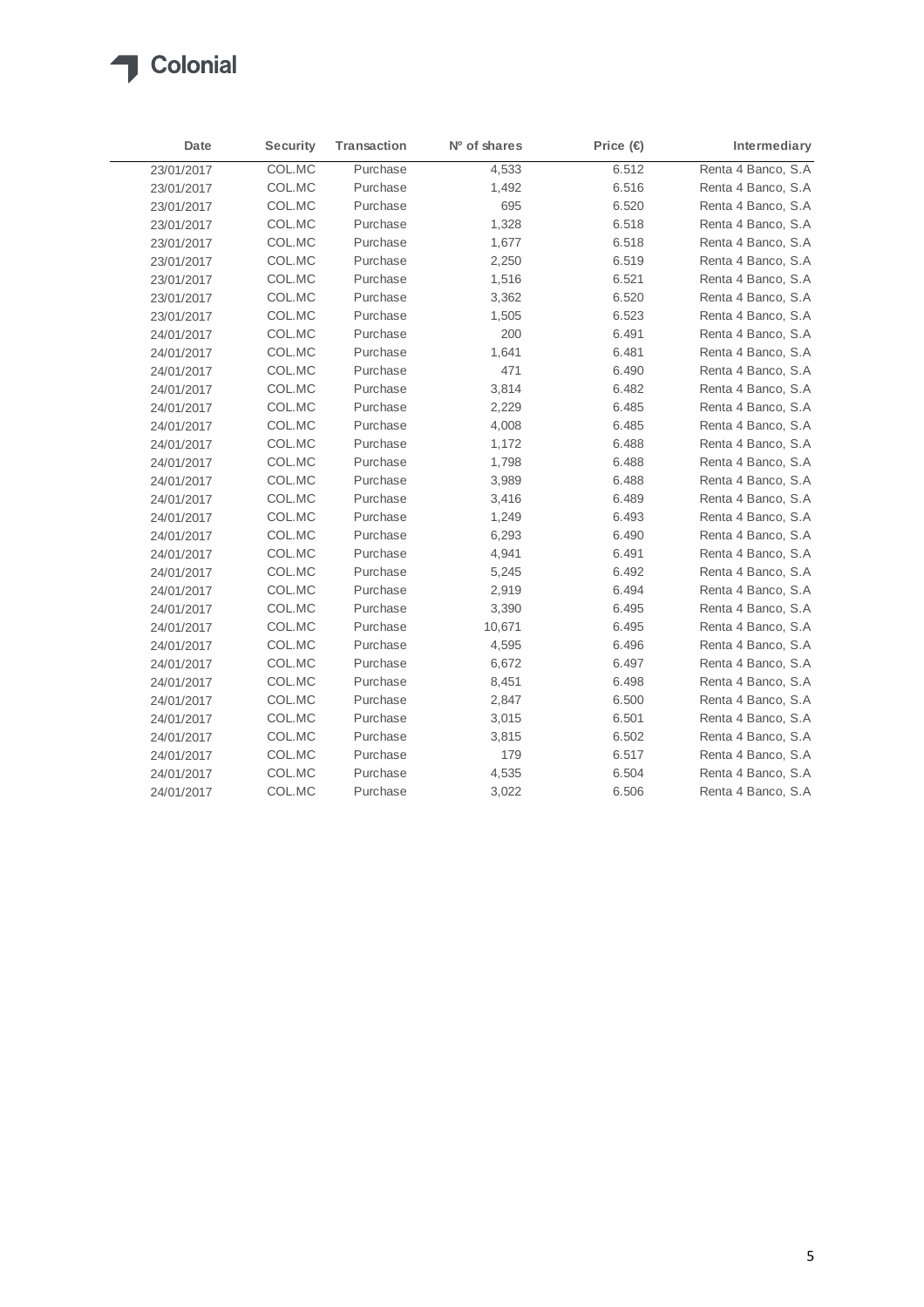Colonial

| Date | Security | Transaction | Nº of shares | Price (€) | Intermediary |
|---|---|---|---|---|---|
| 23/01/2017 | COL.MC | Purchase | 4,533 | 6.512 | Renta 4 Banco, S.A |
| 23/01/2017 | COL.MC | Purchase | 1,492 | 6.516 | Renta 4 Banco, S.A |
| 23/01/2017 | COL.MC | Purchase | 695 | 6.520 | Renta 4 Banco, S.A |
| 23/01/2017 | COL.MC | Purchase | 1,328 | 6.518 | Renta 4 Banco, S.A |
| 23/01/2017 | COL.MC | Purchase | 1,677 | 6.518 | Renta 4 Banco, S.A |
| 23/01/2017 | COL.MC | Purchase | 2,250 | 6.519 | Renta 4 Banco, S.A |
| 23/01/2017 | COL.MC | Purchase | 1,516 | 6.521 | Renta 4 Banco, S.A |
| 23/01/2017 | COL.MC | Purchase | 3,362 | 6.520 | Renta 4 Banco, S.A |
| 23/01/2017 | COL.MC | Purchase | 1,505 | 6.523 | Renta 4 Banco, S.A |
| 24/01/2017 | COL.MC | Purchase | 200 | 6.491 | Renta 4 Banco, S.A |
| 24/01/2017 | COL.MC | Purchase | 1,641 | 6.481 | Renta 4 Banco, S.A |
| 24/01/2017 | COL.MC | Purchase | 471 | 6.490 | Renta 4 Banco, S.A |
| 24/01/2017 | COL.MC | Purchase | 3,814 | 6.482 | Renta 4 Banco, S.A |
| 24/01/2017 | COL.MC | Purchase | 2,229 | 6.485 | Renta 4 Banco, S.A |
| 24/01/2017 | COL.MC | Purchase | 4,008 | 6.485 | Renta 4 Banco, S.A |
| 24/01/2017 | COL.MC | Purchase | 1,172 | 6.488 | Renta 4 Banco, S.A |
| 24/01/2017 | COL.MC | Purchase | 1,798 | 6.488 | Renta 4 Banco, S.A |
| 24/01/2017 | COL.MC | Purchase | 3,989 | 6.488 | Renta 4 Banco, S.A |
| 24/01/2017 | COL.MC | Purchase | 3,416 | 6.489 | Renta 4 Banco, S.A |
| 24/01/2017 | COL.MC | Purchase | 1,249 | 6.493 | Renta 4 Banco, S.A |
| 24/01/2017 | COL.MC | Purchase | 6,293 | 6.490 | Renta 4 Banco, S.A |
| 24/01/2017 | COL.MC | Purchase | 4,941 | 6.491 | Renta 4 Banco, S.A |
| 24/01/2017 | COL.MC | Purchase | 5,245 | 6.492 | Renta 4 Banco, S.A |
| 24/01/2017 | COL.MC | Purchase | 2,919 | 6.494 | Renta 4 Banco, S.A |
| 24/01/2017 | COL.MC | Purchase | 3,390 | 6.495 | Renta 4 Banco, S.A |
| 24/01/2017 | COL.MC | Purchase | 10,671 | 6.495 | Renta 4 Banco, S.A |
| 24/01/2017 | COL.MC | Purchase | 4,595 | 6.496 | Renta 4 Banco, S.A |
| 24/01/2017 | COL.MC | Purchase | 6,672 | 6.497 | Renta 4 Banco, S.A |
| 24/01/2017 | COL.MC | Purchase | 8,451 | 6.498 | Renta 4 Banco, S.A |
| 24/01/2017 | COL.MC | Purchase | 2,847 | 6.500 | Renta 4 Banco, S.A |
| 24/01/2017 | COL.MC | Purchase | 3,015 | 6.501 | Renta 4 Banco, S.A |
| 24/01/2017 | COL.MC | Purchase | 3,815 | 6.502 | Renta 4 Banco, S.A |
| 24/01/2017 | COL.MC | Purchase | 179 | 6.517 | Renta 4 Banco, S.A |
| 24/01/2017 | COL.MC | Purchase | 4,535 | 6.504 | Renta 4 Banco, S.A |
| 24/01/2017 | COL.MC | Purchase | 3,022 | 6.506 | Renta 4 Banco, S.A |